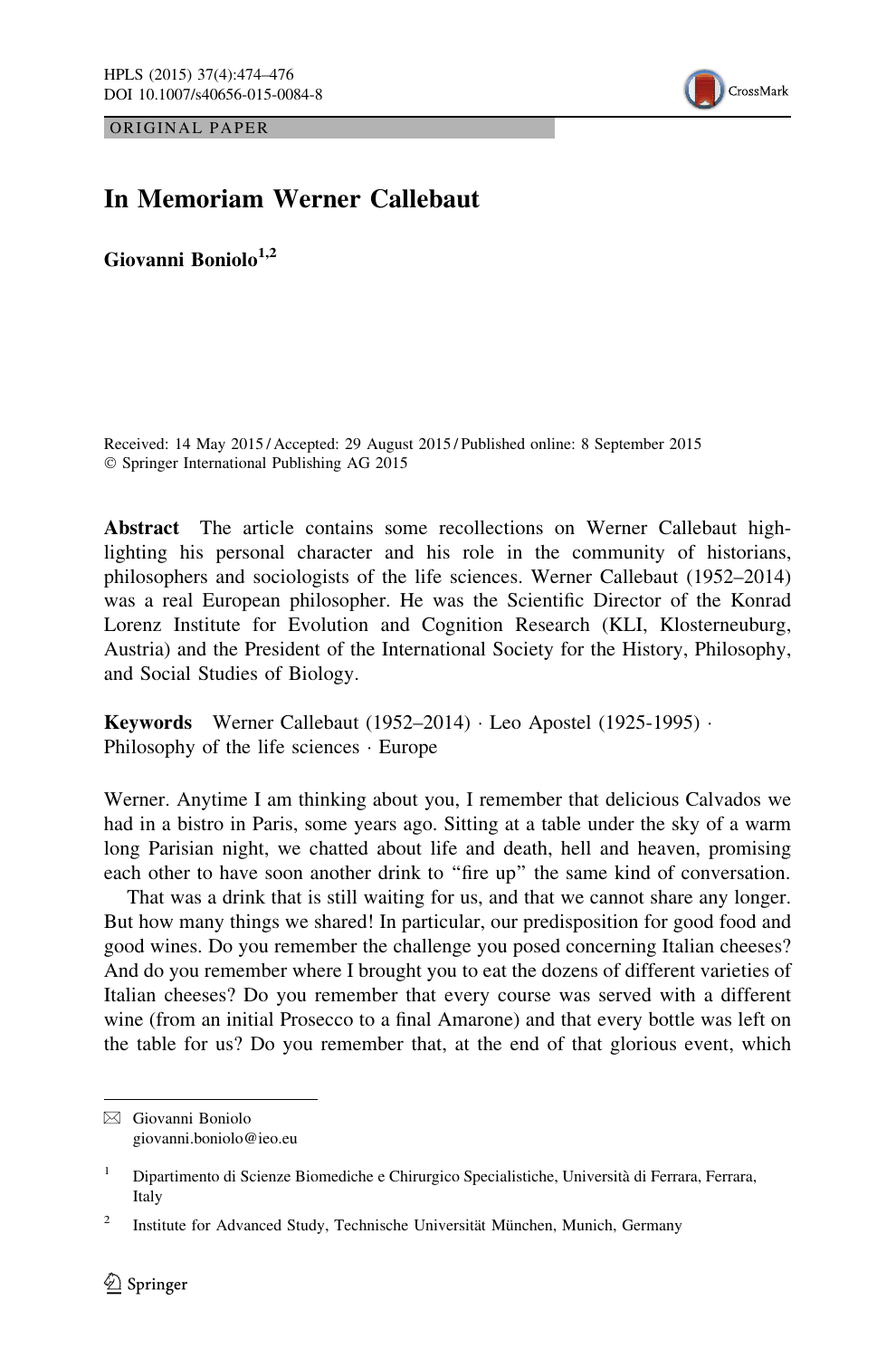ORIGINAL PAPER

# In Memoriam Werner Callebaut

**Giovanni Boniolo**[1,2]

Received: 14 May 2015 / Accepted: 29 August 2015 / Published online: 8 September 2015
© Springer International Publishing AG 2015

**Abstract** The article contains some recollections on Werner Callebaut highlighting his personal character and his role in the community of historians, philosophers and sociologists of the life sciences. Werner Callebaut (1952–2014) was a real European philosopher. He was the Scientific Director of the Konrad Lorenz Institute for Evolution and Cognition Research (KLI, Klosterneuburg, Austria) and the President of the International Society for the History, Philosophy, and Social Studies of Biology.

**Keywords** Werner Callebaut (1952–2014) · Leo Apostel (1925-1995) · Philosophy of the life sciences · Europe

Werner. Anytime I am thinking about you, I remember that delicious Calvados we had in a bistro in Paris, some years ago. Sitting at a table under the sky of a warm long Parisian night, we chatted about life and death, hell and heaven, promising each other to have soon another drink to "fire up" the same kind of conversation.

That was a drink that is still waiting for us, and that we cannot share any longer. But how many things we shared! In particular, our predisposition for good food and good wines. Do you remember the challenge you posed concerning Italian cheeses? And do you remember where I brought you to eat the dozens of different varieties of Italian cheeses? Do you remember that every course was served with a different wine (from an initial Prosecco to a final Amarone) and that every bottle was left on the table for us? Do you remember that, at the end of that glorious event, which

✉ Giovanni Boniolo
giovanni.boniolo@ieo.eu

[1] Dipartimento di Scienze Biomediche e Chirurgico Specialistiche, Università di Ferrara, Ferrara, Italy

[2] Institute for Advanced Study, Technische Universität München, Munich, Germany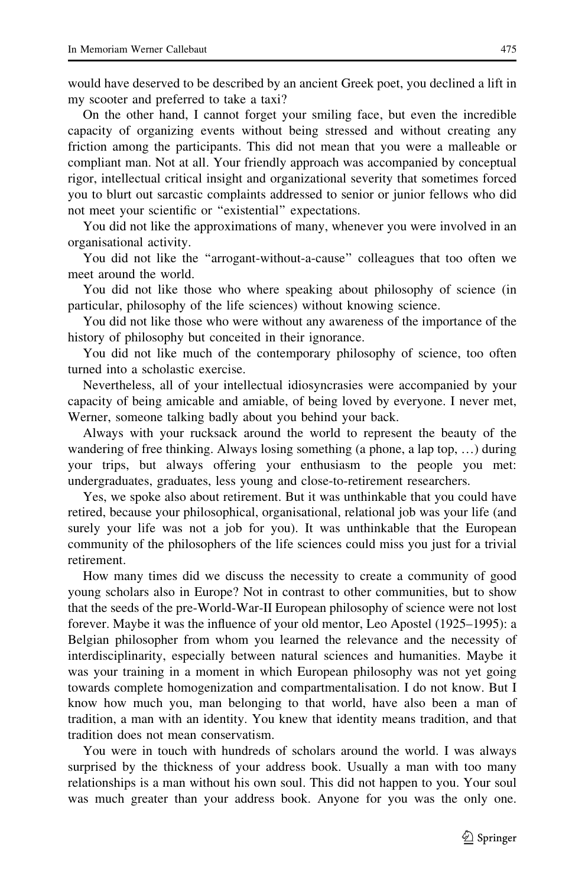would have deserved to be described by an ancient Greek poet, you declined a lift in my scooter and preferred to take a taxi?

On the other hand, I cannot forget your smiling face, but even the incredible capacity of organizing events without being stressed and without creating any friction among the participants. This did not mean that you were a malleable or compliant man. Not at all. Your friendly approach was accompanied by conceptual rigor, intellectual critical insight and organizational severity that sometimes forced you to blurt out sarcastic complaints addressed to senior or junior fellows who did not meet your scientific or "existential" expectations.

You did not like the approximations of many, whenever you were involved in an organisational activity.

You did not like the "arrogant-without-a-cause" colleagues that too often we meet around the world.

You did not like those who where speaking about philosophy of science (in particular, philosophy of the life sciences) without knowing science.

You did not like those who were without any awareness of the importance of the history of philosophy but conceited in their ignorance.

You did not like much of the contemporary philosophy of science, too often turned into a scholastic exercise.

Nevertheless, all of your intellectual idiosyncrasies were accompanied by your capacity of being amicable and amiable, of being loved by everyone. I never met, Werner, someone talking badly about you behind your back.

Always with your rucksack around the world to represent the beauty of the wandering of free thinking. Always losing something (a phone, a lap top, …) during your trips, but always offering your enthusiasm to the people you met: undergraduates, graduates, less young and close-to-retirement researchers.

Yes, we spoke also about retirement. But it was unthinkable that you could have retired, because your philosophical, organisational, relational job was your life (and surely your life was not a job for you). It was unthinkable that the European community of the philosophers of the life sciences could miss you just for a trivial retirement.

How many times did we discuss the necessity to create a community of good young scholars also in Europe? Not in contrast to other communities, but to show that the seeds of the pre-World-War-II European philosophy of science were not lost forever. Maybe it was the influence of your old mentor, Leo Apostel (1925–1995): a Belgian philosopher from whom you learned the relevance and the necessity of interdisciplinarity, especially between natural sciences and humanities. Maybe it was your training in a moment in which European philosophy was not yet going towards complete homogenization and compartmentalisation. I do not know. But I know how much you, man belonging to that world, have also been a man of tradition, a man with an identity. You knew that identity means tradition, and that tradition does not mean conservatism.

You were in touch with hundreds of scholars around the world. I was always surprised by the thickness of your address book. Usually a man with too many relationships is a man without his own soul. This did not happen to you. Your soul was much greater than your address book. Anyone for you was the only one.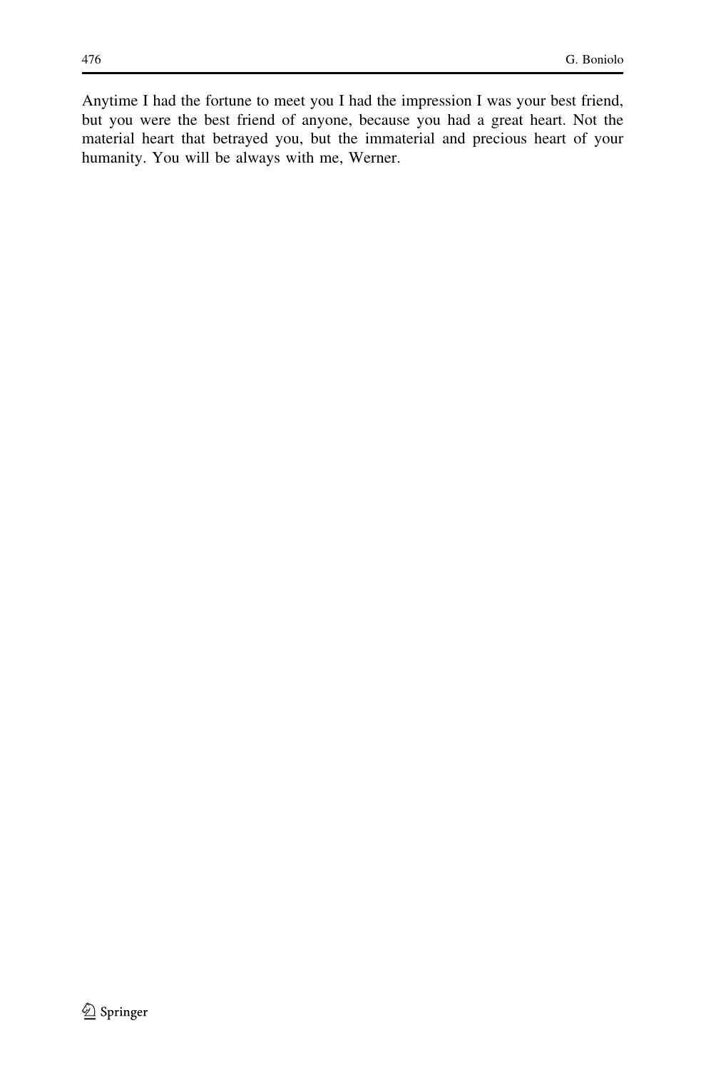Anytime I had the fortune to meet you I had the impression I was your best friend, but you were the best friend of anyone, because you had a great heart. Not the material heart that betrayed you, but the immaterial and precious heart of your humanity. You will be always with me, Werner.